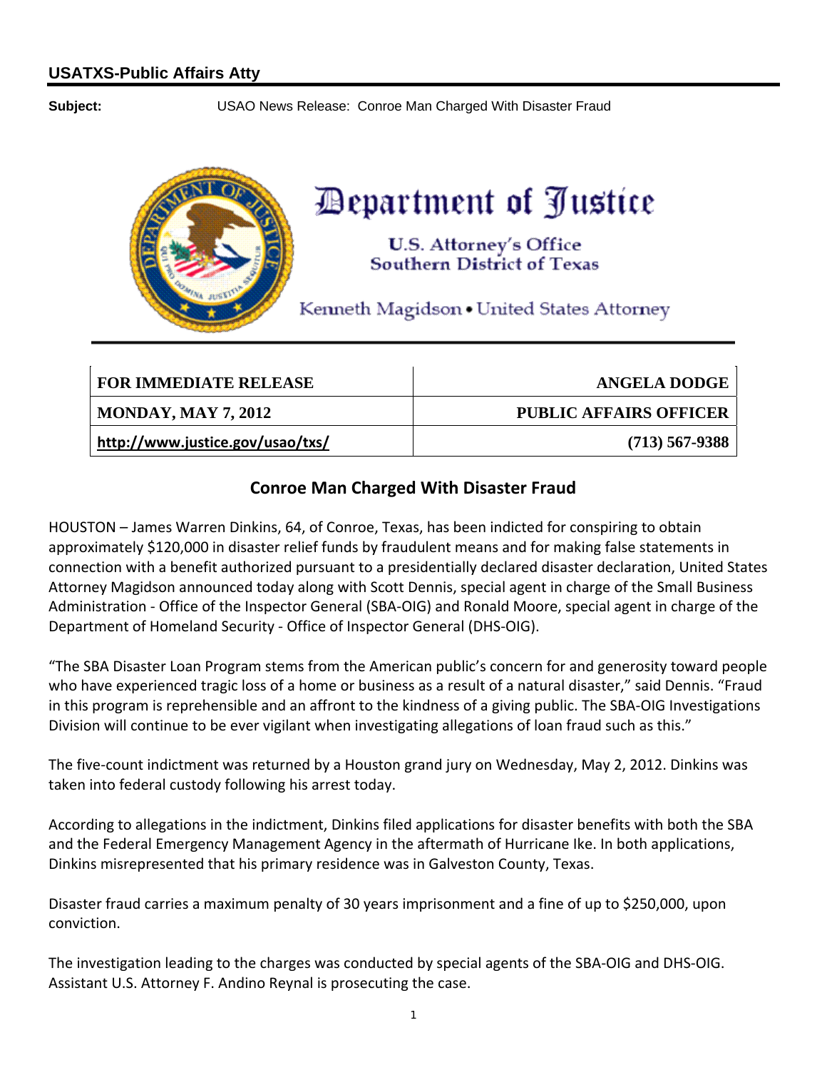**USATXS-Public Affairs Atty**

**Subject:** USAO News Release: Conroe Man Charged With Disaster Fraud

# Department of Justice

U.S. Attorney's Office
Southern District of Texas

Kenneth Magidson • United States Attorney

| FOR IMMEDIATE RELEASE | ANGELA DODGE |
|---|---|
| MONDAY, MAY 7, 2012 | PUBLIC AFFAIRS OFFICER |
| http://www.justice.gov/usao/txs/ | (713) 567-9388 |

## Conroe Man Charged With Disaster Fraud

HOUSTON – James Warren Dinkins, 64, of Conroe, Texas, has been indicted for conspiring to obtain approximately $120,000 in disaster relief funds by fraudulent means and for making false statements in connection with a benefit authorized pursuant to a presidentially declared disaster declaration, United States Attorney Magidson announced today along with Scott Dennis, special agent in charge of the Small Business Administration - Office of the Inspector General (SBA-OIG) and Ronald Moore, special agent in charge of the Department of Homeland Security - Office of Inspector General (DHS-OIG).

"The SBA Disaster Loan Program stems from the American public's concern for and generosity toward people who have experienced tragic loss of a home or business as a result of a natural disaster," said Dennis. "Fraud in this program is reprehensible and an affront to the kindness of a giving public. The SBA-OIG Investigations Division will continue to be ever vigilant when investigating allegations of loan fraud such as this."

The five-count indictment was returned by a Houston grand jury on Wednesday, May 2, 2012. Dinkins was taken into federal custody following his arrest today.

According to allegations in the indictment, Dinkins filed applications for disaster benefits with both the SBA and the Federal Emergency Management Agency in the aftermath of Hurricane Ike. In both applications, Dinkins misrepresented that his primary residence was in Galveston County, Texas.

Disaster fraud carries a maximum penalty of 30 years imprisonment and a fine of up to $250,000, upon conviction.

The investigation leading to the charges was conducted by special agents of the SBA-OIG and DHS-OIG. Assistant U.S. Attorney F. Andino Reynal is prosecuting the case.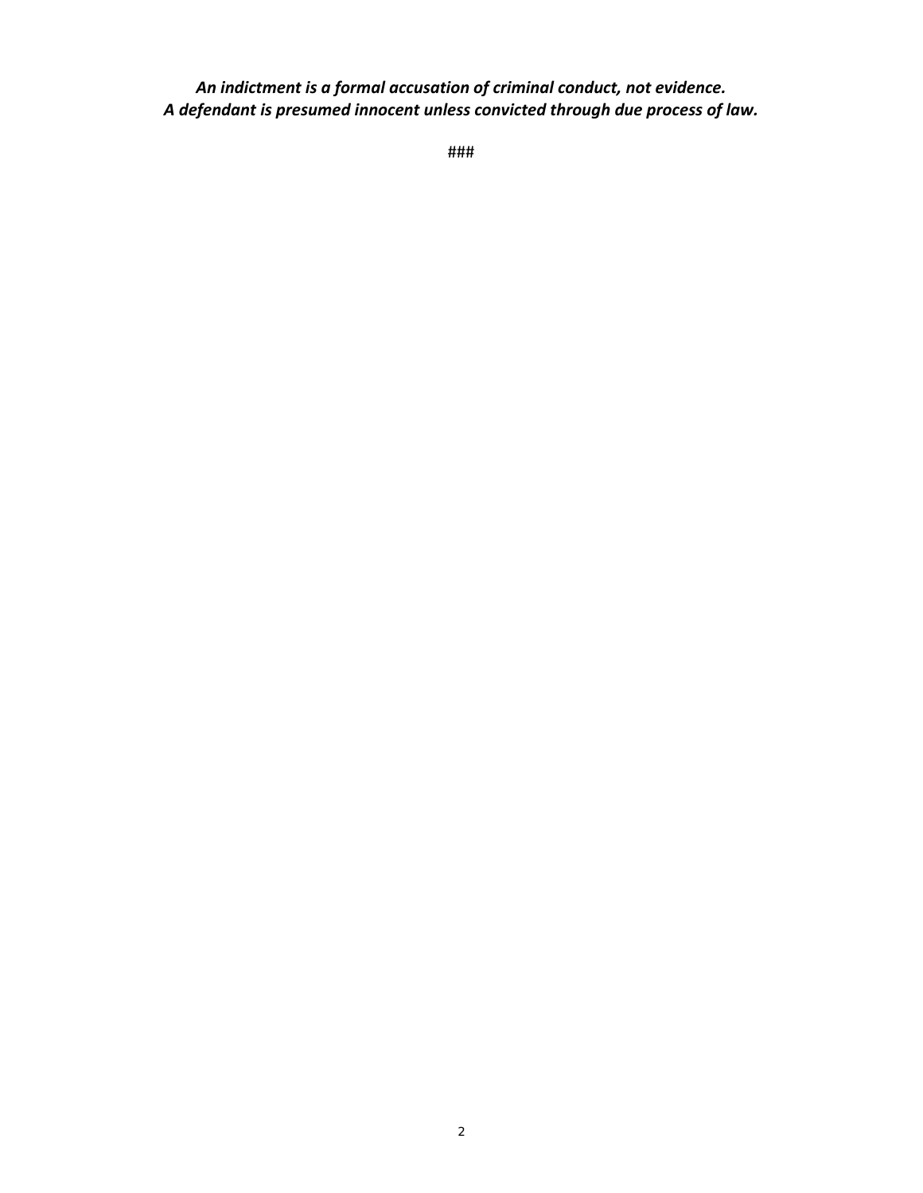***An indictment is a formal accusation of criminal conduct, not evidence.***
***A defendant is presumed innocent unless convicted through due process of law.***

###